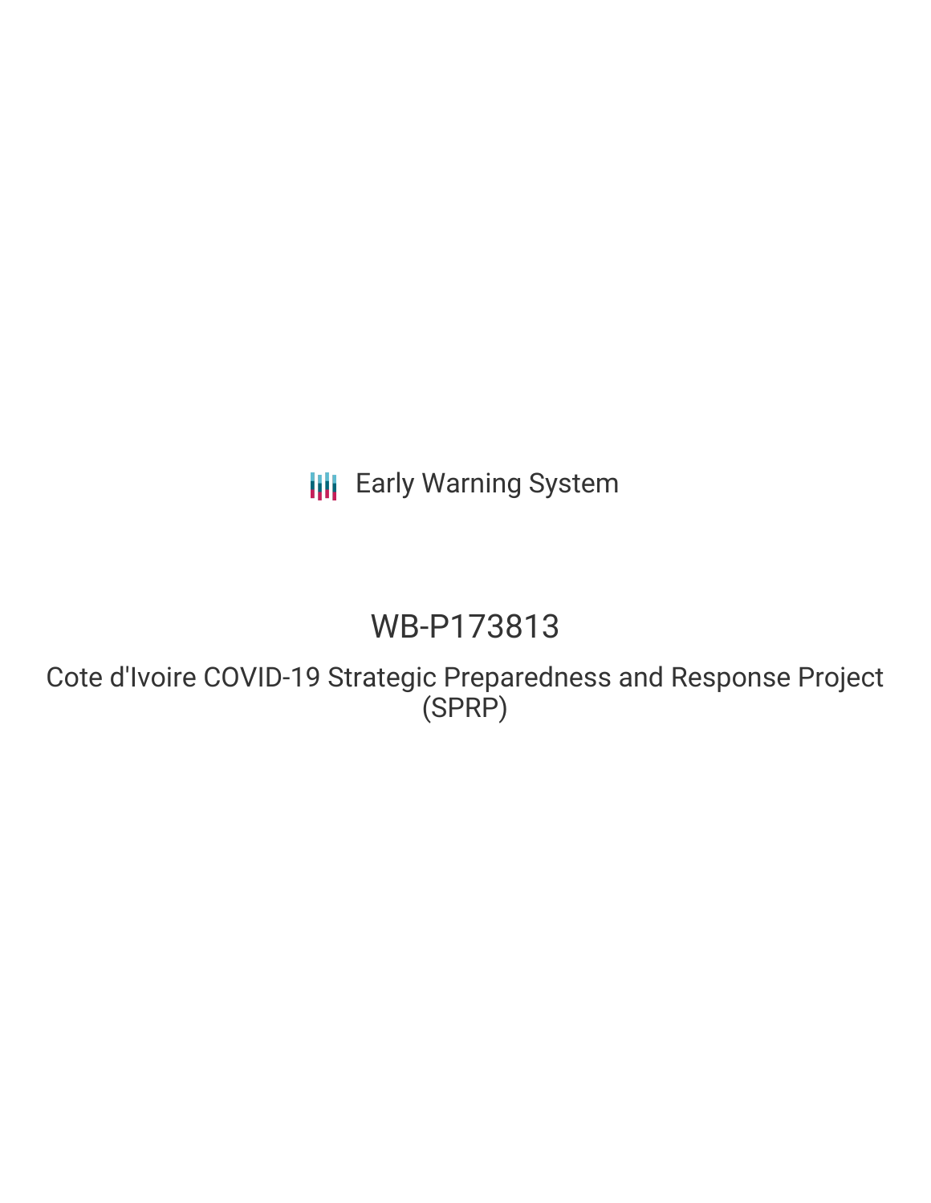Early Warning System

# WB-P173813

## Cote d'Ivoire COVID-19 Strategic Preparedness and Response Project (SPRP)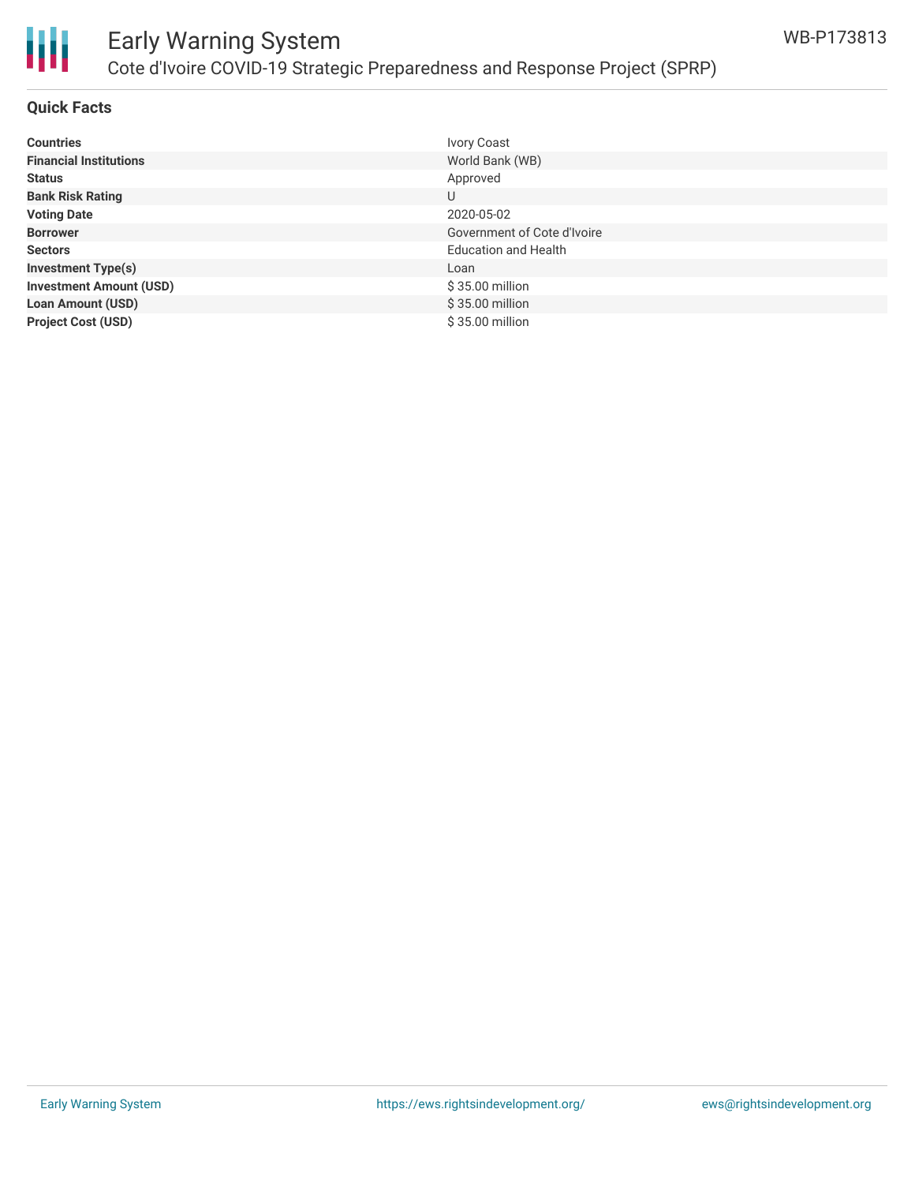# Early Warning System

## Cote d'Ivoire COVID-19 Strategic Preparedness and Response Project (SPRP)

WB-P173813

### Quick Facts

| | |
|---|---|
| **Countries** | Ivory Coast |
| **Financial Institutions** | World Bank (WB) |
| **Status** | Approved |
| **Bank Risk Rating** | U |
| **Voting Date** | 2020-05-02 |
| **Borrower** | Government of Cote d'Ivoire |
| **Sectors** | Education and Health |
| **Investment Type(s)** | Loan |
| **Investment Amount (USD)** | $ 35.00 million |
| **Loan Amount (USD)** | $ 35.00 million |
| **Project Cost (USD)** | $ 35.00 million |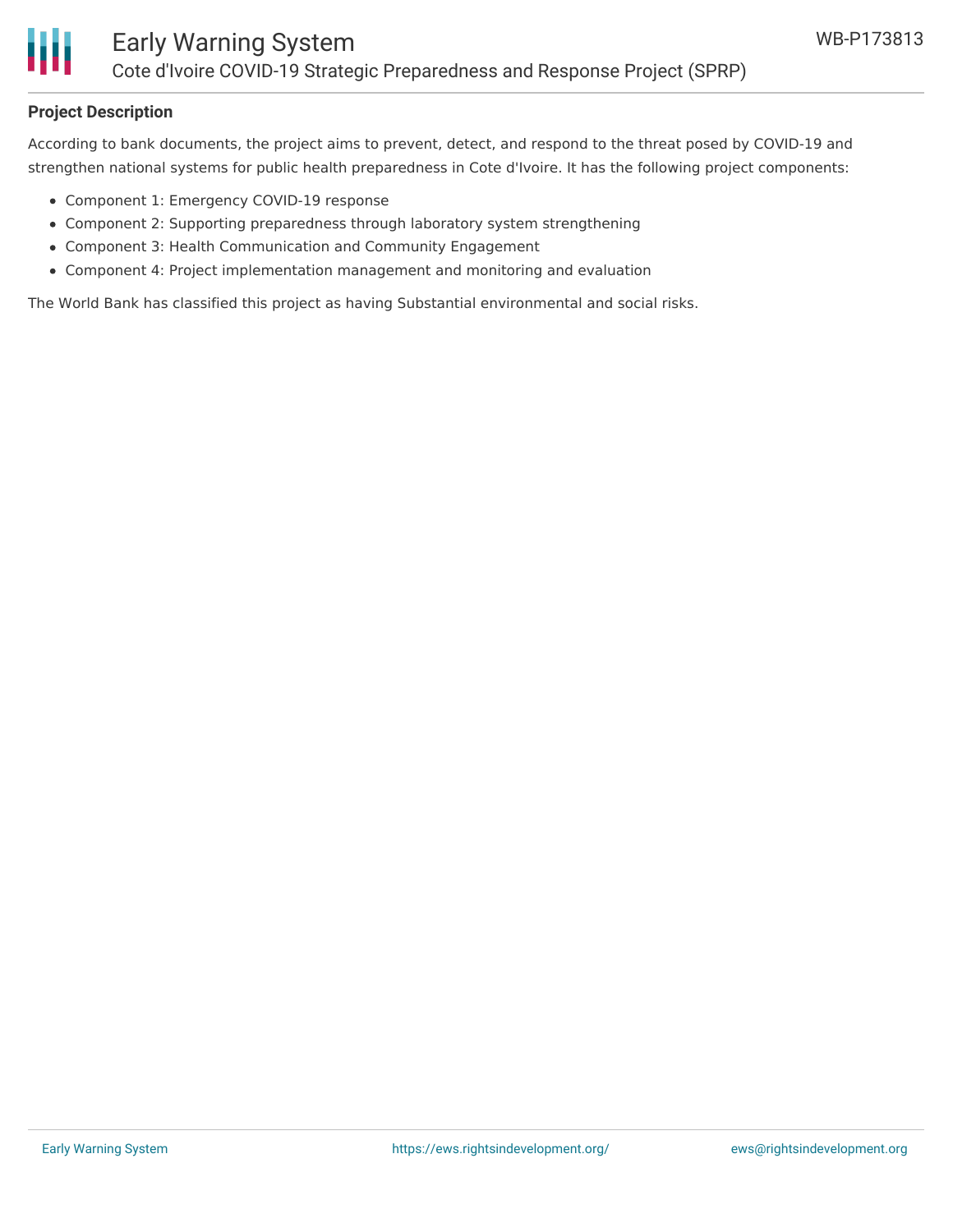## Project Description

According to bank documents, the project aims to prevent, detect, and respond to the threat posed by COVID-19 and strengthen national systems for public health preparedness in Cote d'Ivoire. It has the following project components:

- Component 1: Emergency COVID-19 response
- Component 2: Supporting preparedness through laboratory system strengthening
- Component 3: Health Communication and Community Engagement
- Component 4: Project implementation management and monitoring and evaluation

The World Bank has classified this project as having Substantial environmental and social risks.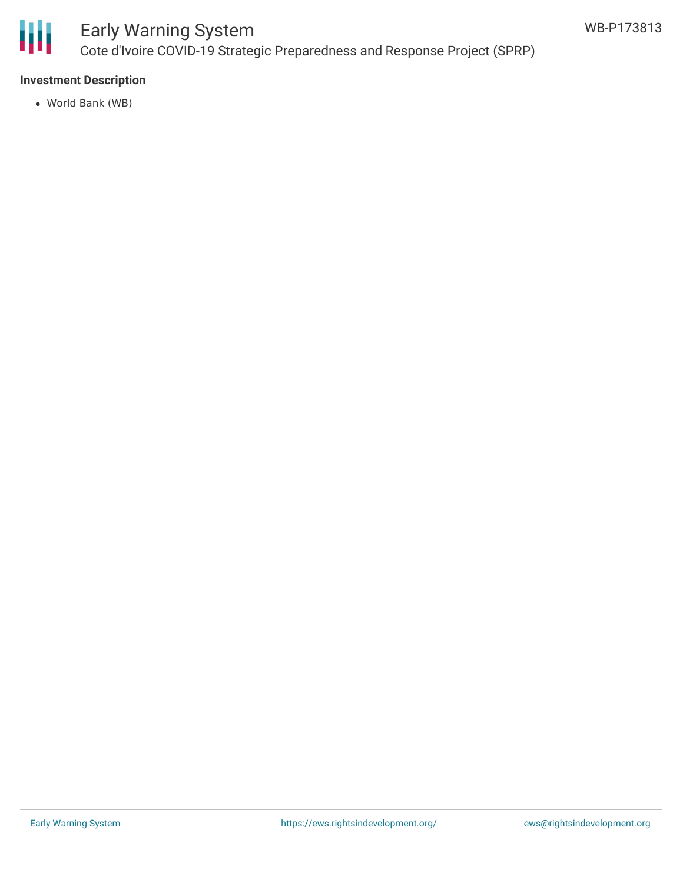**Investment Description**

- World Bank (WB)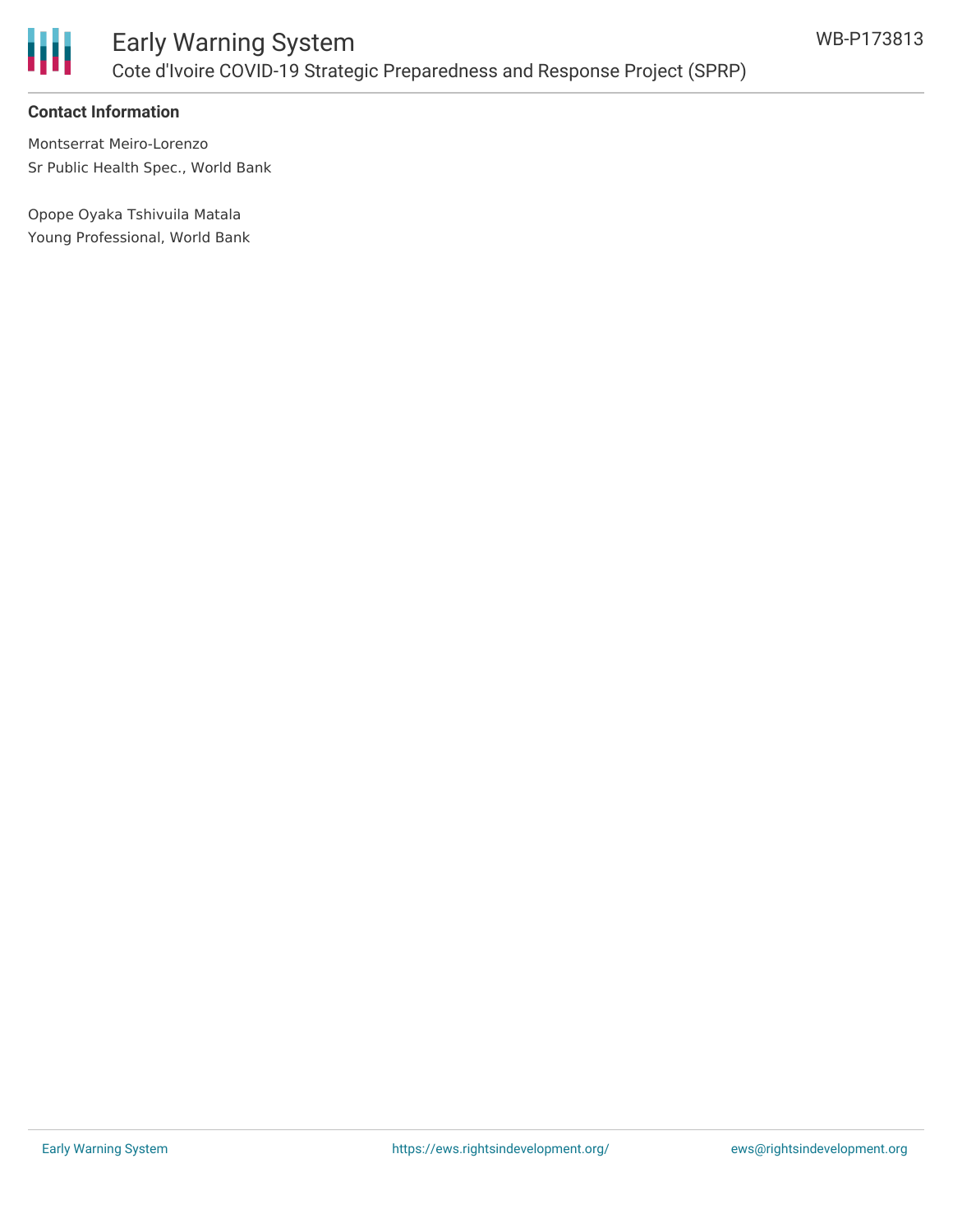#### Contact Information

Montserrat Meiro-Lorenzo
Sr Public Health Spec., World Bank

Opope Oyaka Tshivuila Matala
Young Professional, World Bank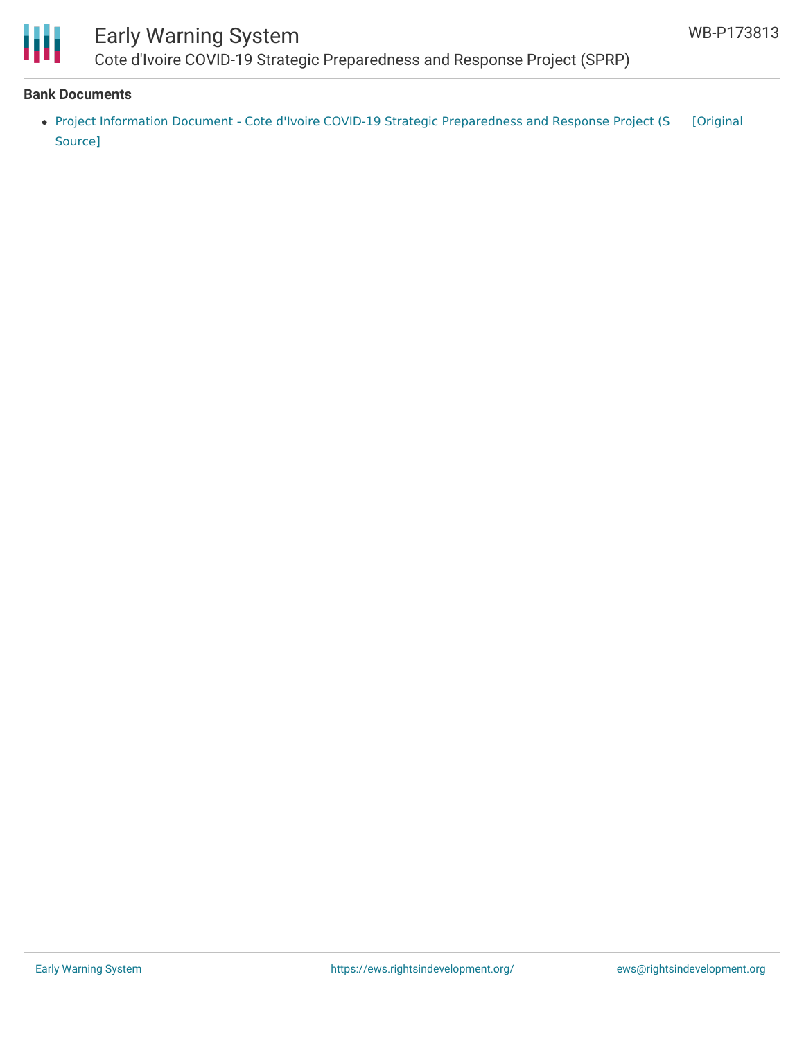**Bank Documents**

- Project Information Document - Cote d'Ivoire COVID-19 Strategic Preparedness and Response Project (S [Original Source]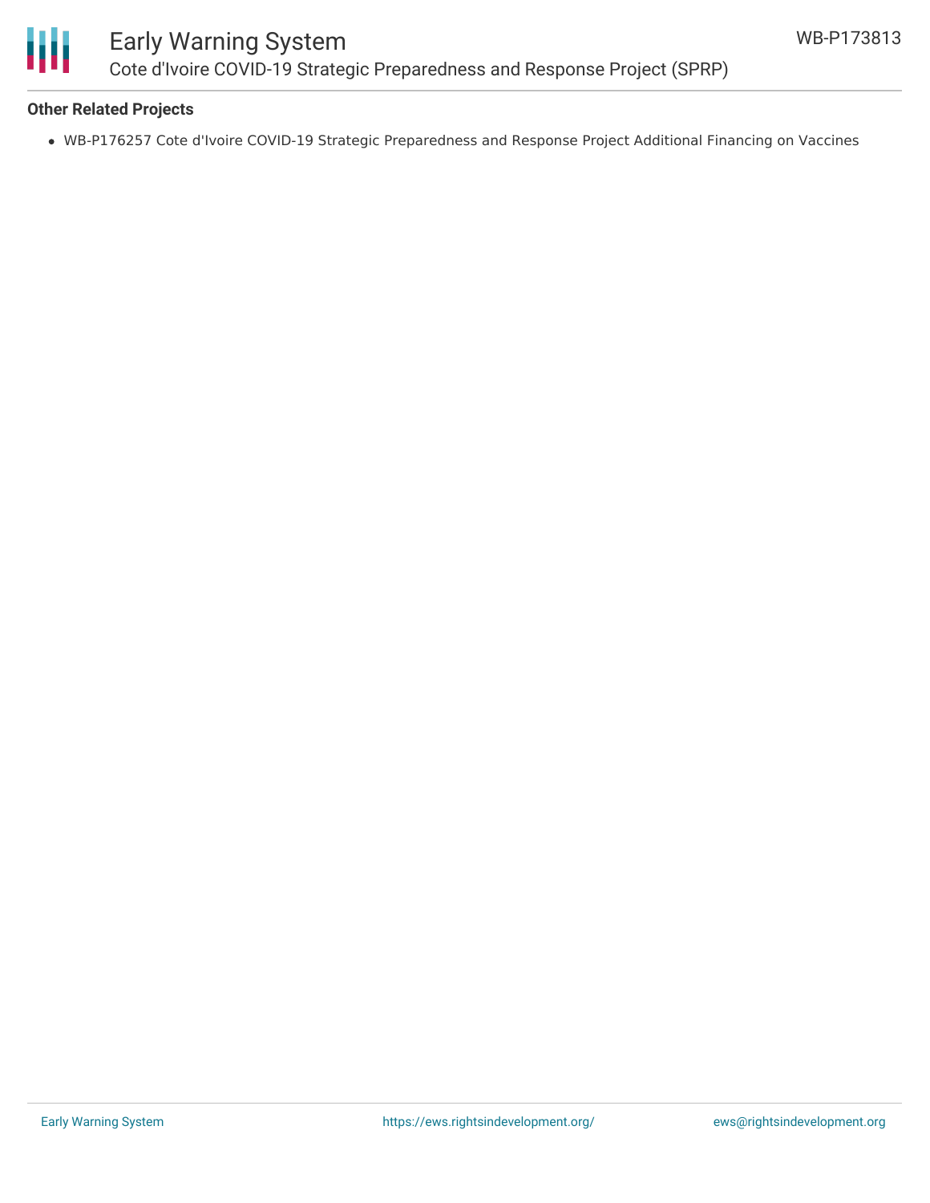**Other Related Projects**

- WB-P176257 Cote d'Ivoire COVID-19 Strategic Preparedness and Response Project Additional Financing on Vaccines